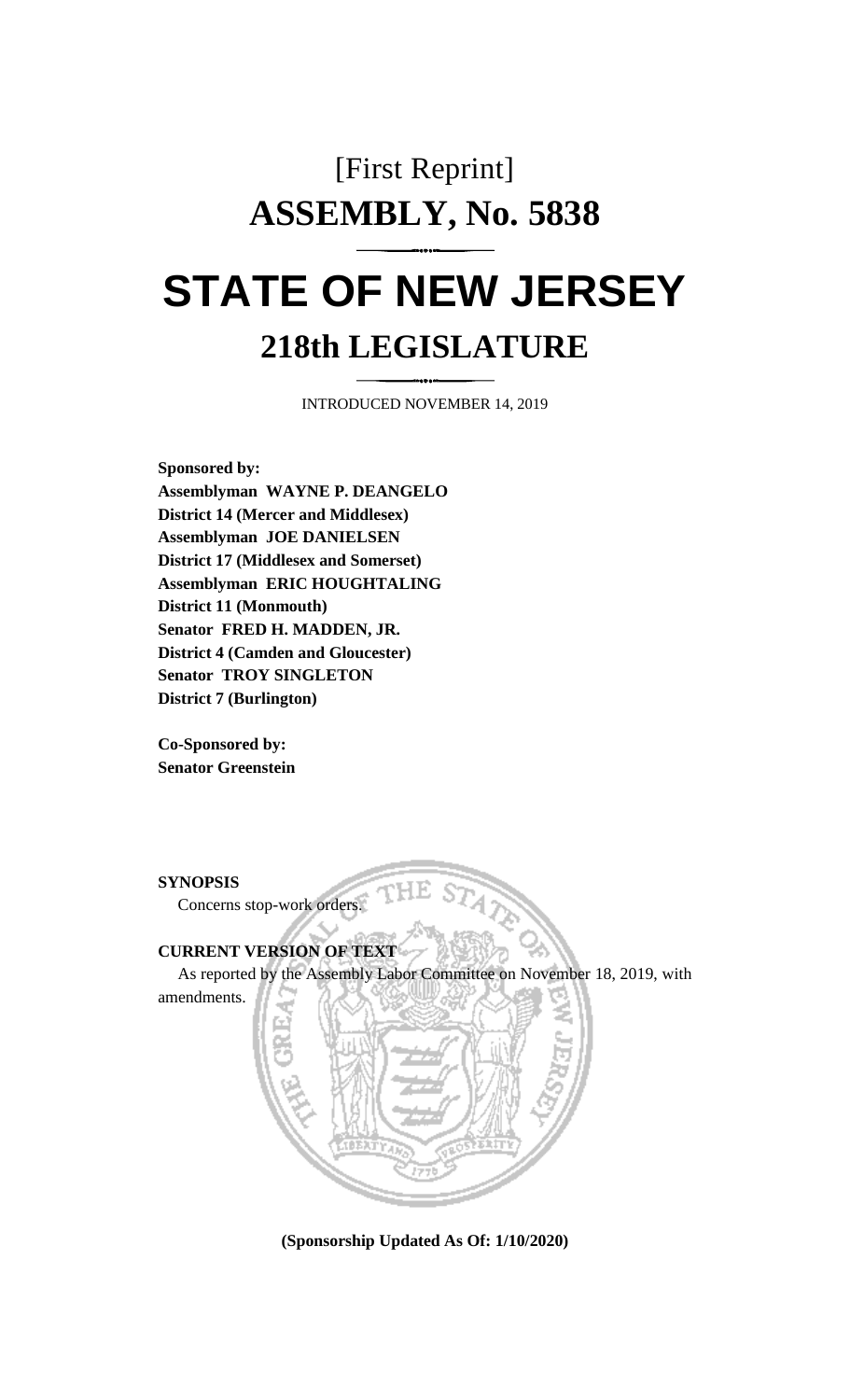[First Reprint]

# ASSEMBLY, No. 5838

# STATE OF NEW JERSEY

## 218th LEGISLATURE

INTRODUCED NOVEMBER 14, 2019

**Sponsored by:**
**Assemblyman WAYNE P. DEANGELO**
**District 14 (Mercer and Middlesex)**
**Assemblyman JOE DANIELSEN**
**District 17 (Middlesex and Somerset)**
**Assemblyman ERIC HOUGHTALING**
**District 11 (Monmouth)**
**Senator FRED H. MADDEN, JR.**
**District 4 (Camden and Gloucester)**
**Senator TROY SINGLETON**
**District 7 (Burlington)**

**Co-Sponsored by:**
**Senator Greenstein**

**SYNOPSIS**

Concerns stop-work orders.

**CURRENT VERSION OF TEXT**

As reported by the Assembly Labor Committee on November 18, 2019, with amendments.

**(Sponsorship Updated As Of: 1/10/2020)**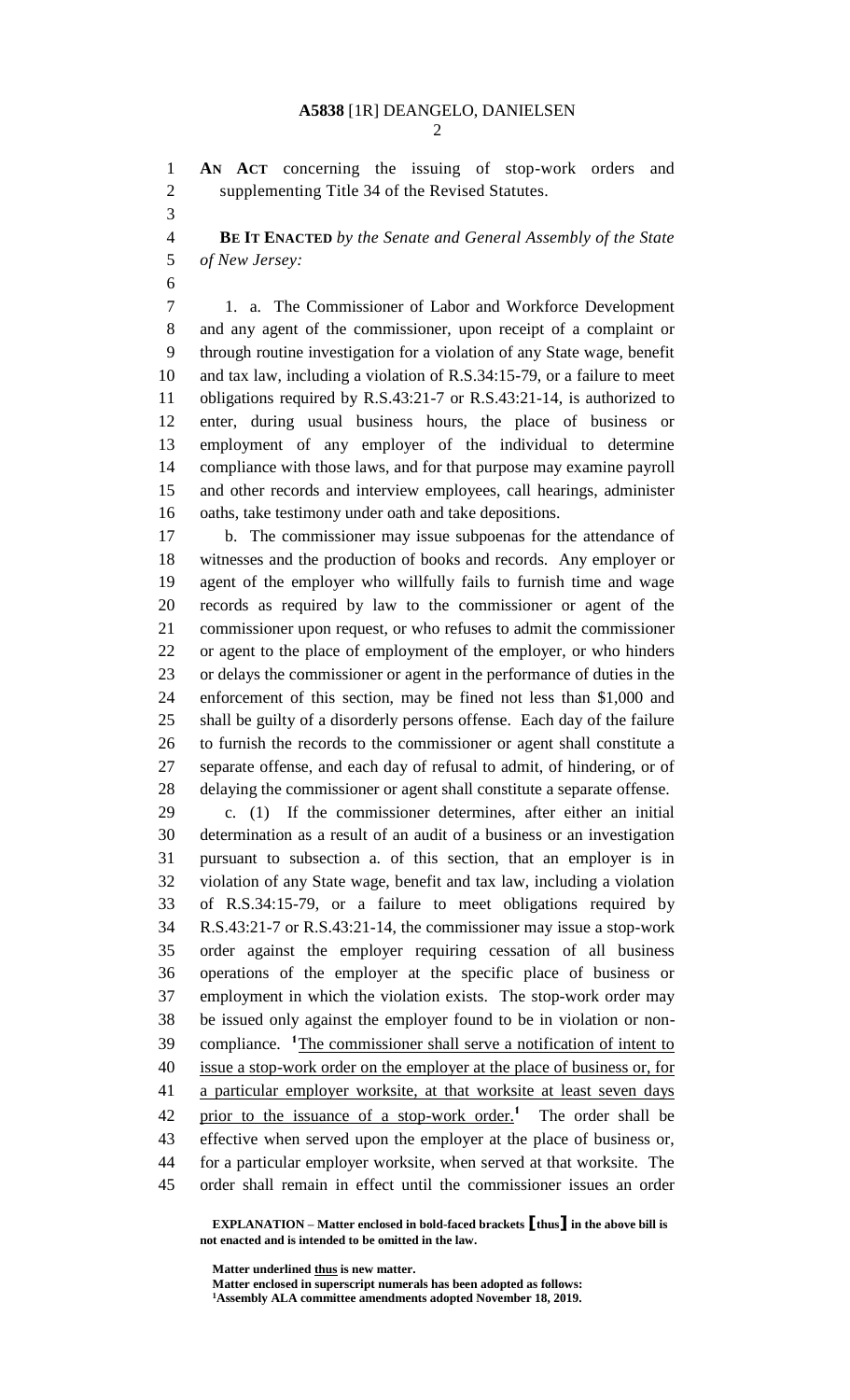**AN ACT** concerning the issuing of stop-work orders and supplementing Title 34 of the Revised Statutes.

**BE IT ENACTED** *by the Senate and General Assembly of the State of New Jersey:*

1. a. The Commissioner of Labor and Workforce Development and any agent of the commissioner, upon receipt of a complaint or through routine investigation for a violation of any State wage, benefit and tax law, including a violation of R.S.34:15-79, or a failure to meet obligations required by R.S.43:21-7 or R.S.43:21-14, is authorized to enter, during usual business hours, the place of business or employment of any employer of the individual to determine compliance with those laws, and for that purpose may examine payroll and other records and interview employees, call hearings, administer oaths, take testimony under oath and take depositions.

b. The commissioner may issue subpoenas for the attendance of witnesses and the production of books and records. Any employer or agent of the employer who willfully fails to furnish time and wage records as required by law to the commissioner or agent of the commissioner upon request, or who refuses to admit the commissioner or agent to the place of employment of the employer, or who hinders or delays the commissioner or agent in the performance of duties in the enforcement of this section, may be fined not less than $1,000 and shall be guilty of a disorderly persons offense. Each day of the failure to furnish the records to the commissioner or agent shall constitute a separate offense, and each day of refusal to admit, of hindering, or of delaying the commissioner or agent shall constitute a separate offense.

c. (1) If the commissioner determines, after either an initial determination as a result of an audit of a business or an investigation pursuant to subsection a. of this section, that an employer is in violation of any State wage, benefit and tax law, including a violation of R.S.34:15-79, or a failure to meet obligations required by R.S.43:21-7 or R.S.43:21-14, the commissioner may issue a stop-work order against the employer requiring cessation of all business operations of the employer at the specific place of business or employment in which the violation exists. The stop-work order may be issued only against the employer found to be in violation or non-compliance. [1]<u>The commissioner shall serve a notification of intent to issue a stop-work order on the employer at the place of business or, for a particular employer worksite, at that worksite at least seven days prior to the issuance of a stop-work order.</u>[1] The order shall be effective when served upon the employer at the place of business or, for a particular employer worksite, when served at that worksite. The order shall remain in effect until the commissioner issues an order

**EXPLANATION – Matter enclosed in bold-faced brackets [thus] in the above bill is not enacted and is intended to be omitted in the law.**

Matter underlined <u>thus</u> is new matter.
Matter enclosed in superscript numerals has been adopted as follows:
[1]Assembly ALA committee amendments adopted November 18, 2019.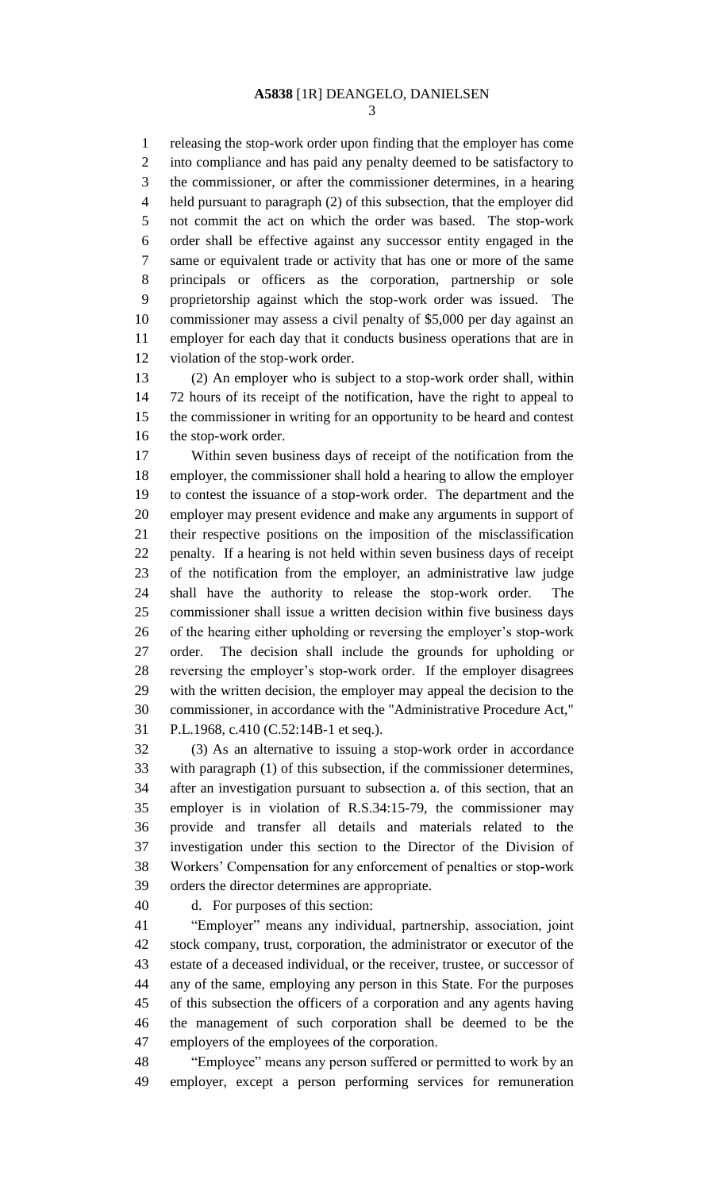releasing the stop-work order upon finding that the employer has come into compliance and has paid any penalty deemed to be satisfactory to the commissioner, or after the commissioner determines, in a hearing held pursuant to paragraph (2) of this subsection, that the employer did not commit the act on which the order was based. The stop-work order shall be effective against any successor entity engaged in the same or equivalent trade or activity that has one or more of the same principals or officers as the corporation, partnership or sole proprietorship against which the stop-work order was issued. The commissioner may assess a civil penalty of $5,000 per day against an employer for each day that it conducts business operations that are in violation of the stop-work order.

(2) An employer who is subject to a stop-work order shall, within 72 hours of its receipt of the notification, have the right to appeal to the commissioner in writing for an opportunity to be heard and contest the stop-work order.

Within seven business days of receipt of the notification from the employer, the commissioner shall hold a hearing to allow the employer to contest the issuance of a stop-work order. The department and the employer may present evidence and make any arguments in support of their respective positions on the imposition of the misclassification penalty. If a hearing is not held within seven business days of receipt of the notification from the employer, an administrative law judge shall have the authority to release the stop-work order. The commissioner shall issue a written decision within five business days of the hearing either upholding or reversing the employer's stop-work order. The decision shall include the grounds for upholding or reversing the employer's stop-work order. If the employer disagrees with the written decision, the employer may appeal the decision to the commissioner, in accordance with the "Administrative Procedure Act," P.L.1968, c.410 (C.52:14B-1 et seq.).

(3) As an alternative to issuing a stop-work order in accordance with paragraph (1) of this subsection, if the commissioner determines, after an investigation pursuant to subsection a. of this section, that an employer is in violation of R.S.34:15-79, the commissioner may provide and transfer all details and materials related to the investigation under this section to the Director of the Division of Workers' Compensation for any enforcement of penalties or stop-work orders the director determines are appropriate.

d. For purposes of this section:

"Employer" means any individual, partnership, association, joint stock company, trust, corporation, the administrator or executor of the estate of a deceased individual, or the receiver, trustee, or successor of any of the same, employing any person in this State. For the purposes of this subsection the officers of a corporation and any agents having the management of such corporation shall be deemed to be the employers of the employees of the corporation.

"Employee" means any person suffered or permitted to work by an employer, except a person performing services for remuneration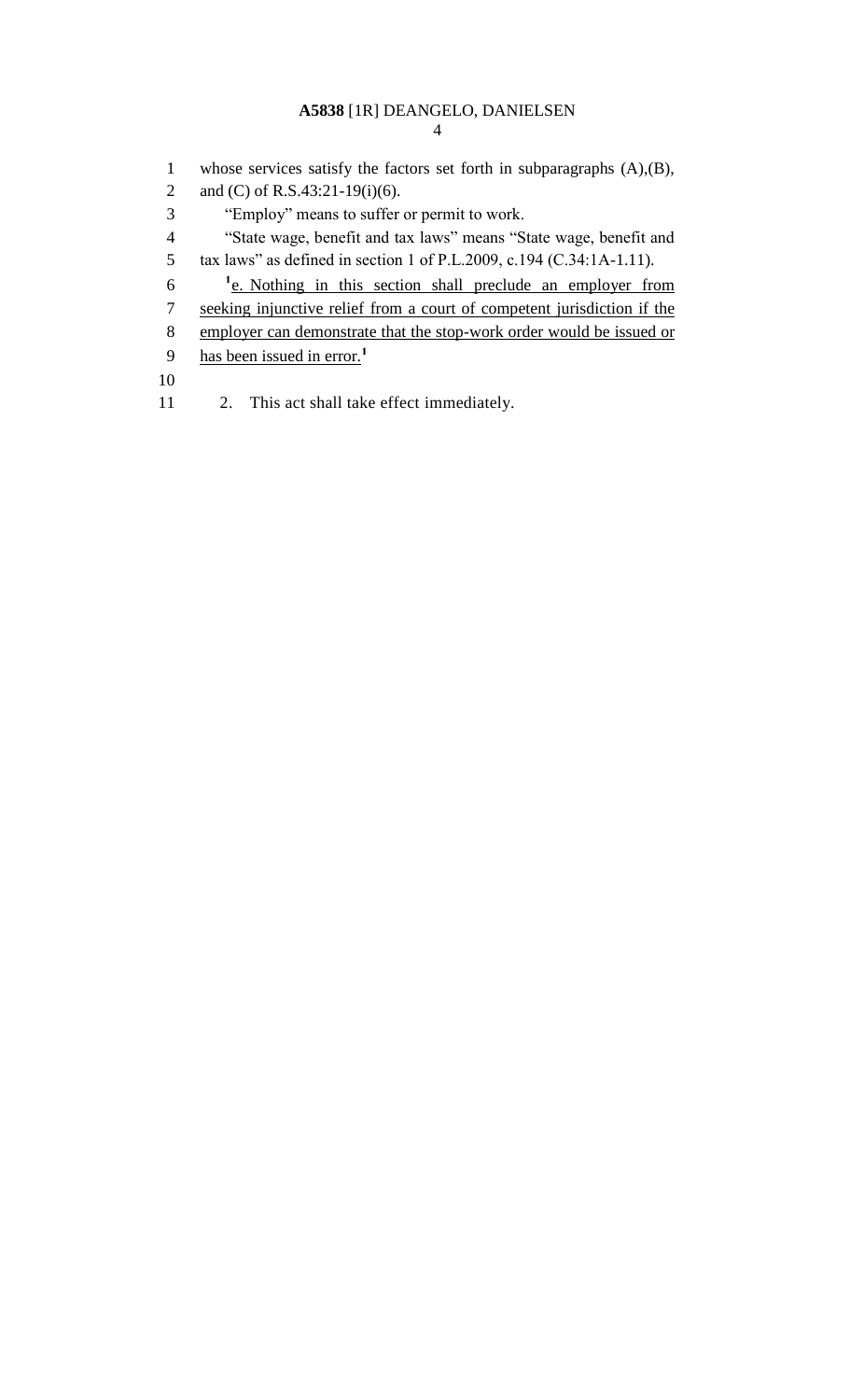whose services satisfy the factors set forth in subparagraphs (A),(B), and (C) of R.S.43:21-19(i)(6).

"Employ" means to suffer or permit to work.

"State wage, benefit and tax laws" means "State wage, benefit and tax laws" as defined in section 1 of P.L.2009, c.194 (C.34:1A-1.11).

[1]e. Nothing in this section shall preclude an employer from seeking injunctive relief from a court of competent jurisdiction if the employer can demonstrate that the stop-work order would be issued or has been issued in error.[1]

2. This act shall take effect immediately.